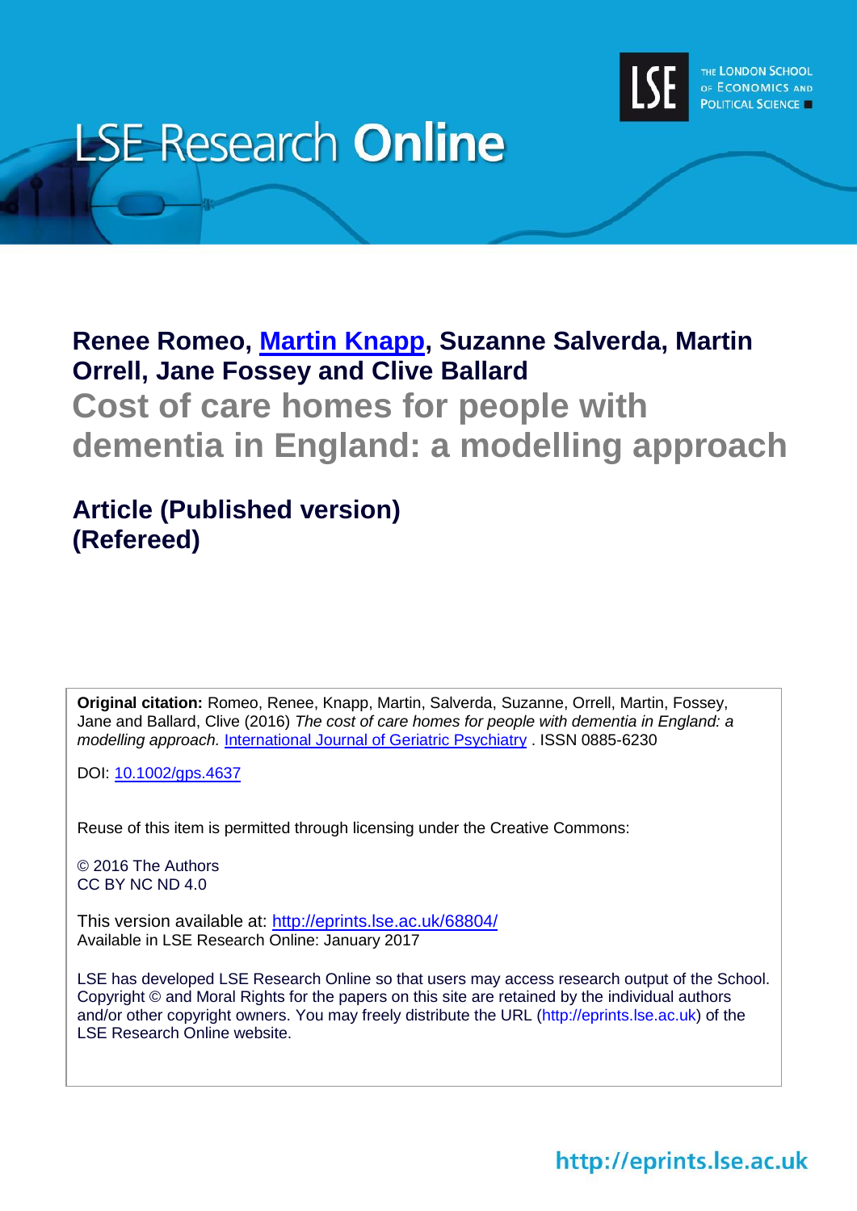LSE Research **Online**

THE LONDON SCHOOL OF ECONOMICS AND POLITICAL SCIENCE

**Renee Romeo, Martin Knapp, Suzanne Salverda, Martin Orrell, Jane Fossey and Clive Ballard**

# Cost of care homes for people with dementia in England: a modelling approach

## Article (Published version) (Refereed)

**Original citation:** Romeo, Renee, Knapp, Martin, Salverda, Suzanne, Orrell, Martin, Fossey, Jane and Ballard, Clive (2016) *The cost of care homes for people with dementia in England: a modelling approach.* International Journal of Geriatric Psychiatry . ISSN 0885-6230

DOI: 10.1002/gps.4637

Reuse of this item is permitted through licensing under the Creative Commons:

© 2016 The Authors
CC BY NC ND 4.0

This version available at: http://eprints.lse.ac.uk/68804/
Available in LSE Research Online: January 2017

LSE has developed LSE Research Online so that users may access research output of the School. Copyright © and Moral Rights for the papers on this site are retained by the individual authors and/or other copyright owners. You may freely distribute the URL (http://eprints.lse.ac.uk) of the LSE Research Online website.

http://eprints.lse.ac.uk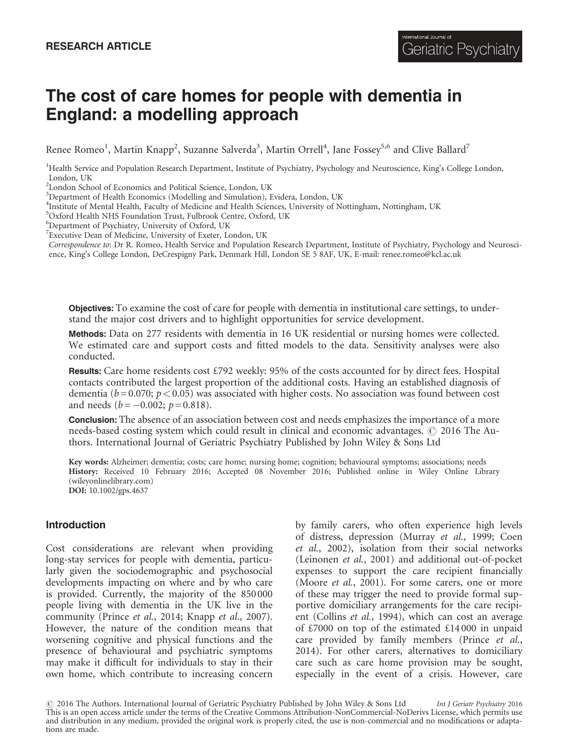RESEARCH ARTICLE

# The cost of care homes for people with dementia in England: a modelling approach

Renee Romeo[1], Martin Knapp[2], Suzanne Salverda[3], Martin Orrell[4], Jane Fossey[5,6] and Clive Ballard[7]

[1]Health Service and Population Research Department, Institute of Psychiatry, Psychology and Neuroscience, King's College London, London, UK
[2]London School of Economics and Political Science, London, UK
[3]Department of Health Economics (Modelling and Simulation), Evidera, London, UK
[4]Institute of Mental Health, Faculty of Medicine and Health Sciences, University of Nottingham, Nottingham, UK
[5]Oxford Health NHS Foundation Trust, Fulbrook Centre, Oxford, UK
[6]Department of Psychiatry, University of Oxford, UK
[7]Executive Dean of Medicine, University of Exeter, London, UK

*Correspondence to*: Dr R. Romeo, Health Service and Population Research Department, Institute of Psychiatry, Psychology and Neuroscience, King's College London, DeCrespigny Park, Denmark Hill, London SE 5 8AF, UK, E-mail: renee.romeo@kcl.ac.uk

**Objectives:** To examine the cost of care for people with dementia in institutional care settings, to understand the major cost drivers and to highlight opportunities for service development.

**Methods:** Data on 277 residents with dementia in 16 UK residential or nursing homes were collected. We estimated care and support costs and fitted models to the data. Sensitivity analyses were also conducted.

**Results:** Care home residents cost £792 weekly: 95% of the costs accounted for by direct fees. Hospital contacts contributed the largest proportion of the additional costs. Having an established diagnosis of dementia ($b = 0.070$; $p < 0.05$) was associated with higher costs. No association was found between cost and needs ($b = -0.002$; $p = 0.818$).

**Conclusion:** The absence of an association between cost and needs emphasizes the importance of a more needs-based costing system which could result in clinical and economic advantages. © 2016 The Authors. International Journal of Geriatric Psychiatry Published by John Wiley & Sons Ltd

**Key words:** Alzheimer; dementia; costs; care home; nursing home; cognition; behavioural symptoms; associations; needs
**History:** Received 10 February 2016; Accepted 08 November 2016; Published online in Wiley Online Library (wileyonlinelibrary.com)
**DOI:** 10.1002/gps.4637

## Introduction

Cost considerations are relevant when providing long-stay services for people with dementia, particularly given the sociodemographic and psychosocial developments impacting on where and by who care is provided. Currently, the majority of the 850 000 people living with dementia in the UK live in the community (Prince *et al.*, 2014; Knapp *et al.*, 2007). However, the nature of the condition means that worsening cognitive and physical functions and the presence of behavioural and psychiatric symptoms may make it difficult for individuals to stay in their own home, which contribute to increasing concern by family carers, who often experience high levels of distress, depression (Murray *et al.*, 1999; Coen *et al.*, 2002), isolation from their social networks (Leinonen *et al.*, 2001) and additional out-of-pocket expenses to support the care recipient financially (Moore *et al.*, 2001). For some carers, one or more of these may trigger the need to provide formal supportive domiciliary arrangements for the care recipient (Collins *et al.*, 1994), which can cost an average of £7000 on top of the estimated £14 000 in unpaid care provided by family members (Prince *et al.*, 2014). For other carers, alternatives to domiciliary care such as care home provision may be sought, especially in the event of a crisis. However, care

© 2016 The Authors. International Journal of Geriatric Psychiatry Published by John Wiley & Sons Ltd
This is an open access article under the terms of the Creative Commons Attribution-NonCommercial-NoDerivs License, which permits use and distribution in any medium, provided the original work is properly cited, the use is non-commercial and no modifications or adaptations are made.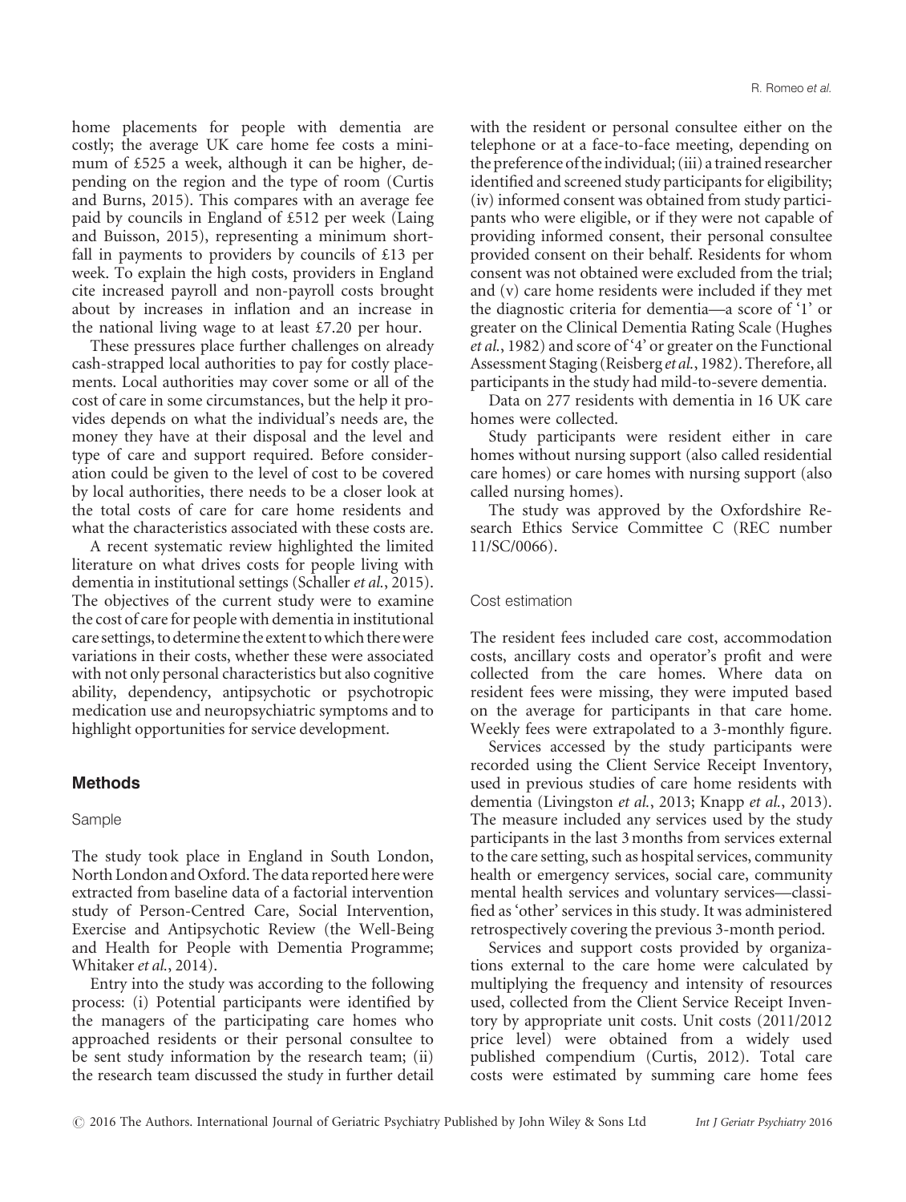home placements for people with dementia are costly; the average UK care home fee costs a minimum of £525 a week, although it can be higher, depending on the region and the type of room (Curtis and Burns, 2015). This compares with an average fee paid by councils in England of £512 per week (Laing and Buisson, 2015), representing a minimum shortfall in payments to providers by councils of £13 per week. To explain the high costs, providers in England cite increased payroll and non-payroll costs brought about by increases in inflation and an increase in the national living wage to at least £7.20 per hour.

These pressures place further challenges on already cash-strapped local authorities to pay for costly placements. Local authorities may cover some or all of the cost of care in some circumstances, but the help it provides depends on what the individual's needs are, the money they have at their disposal and the level and type of care and support required. Before consideration could be given to the level of cost to be covered by local authorities, there needs to be a closer look at the total costs of care for care home residents and what the characteristics associated with these costs are.

A recent systematic review highlighted the limited literature on what drives costs for people living with dementia in institutional settings (Schaller *et al.*, 2015). The objectives of the current study were to examine the cost of care for people with dementia in institutional care settings, to determine the extent to which there were variations in their costs, whether these were associated with not only personal characteristics but also cognitive ability, dependency, antipsychotic or psychotropic medication use and neuropsychiatric symptoms and to highlight opportunities for service development.

## Methods

### Sample

The study took place in England in South London, North London and Oxford. The data reported here were extracted from baseline data of a factorial intervention study of Person-Centred Care, Social Intervention, Exercise and Antipsychotic Review (the Well-Being and Health for People with Dementia Programme; Whitaker *et al.*, 2014).

Entry into the study was according to the following process: (i) Potential participants were identified by the managers of the participating care homes who approached residents or their personal consultee to be sent study information by the research team; (ii) the research team discussed the study in further detail with the resident or personal consultee either on the telephone or at a face-to-face meeting, depending on the preference of the individual; (iii) a trained researcher identified and screened study participants for eligibility; (iv) informed consent was obtained from study participants who were eligible, or if they were not capable of providing informed consent, their personal consultee provided consent on their behalf. Residents for whom consent was not obtained were excluded from the trial; and (v) care home residents were included if they met the diagnostic criteria for dementia—a score of '1' or greater on the Clinical Dementia Rating Scale (Hughes *et al.*, 1982) and score of '4' or greater on the Functional Assessment Staging (Reisberg *et al.*, 1982). Therefore, all participants in the study had mild-to-severe dementia.

Data on 277 residents with dementia in 16 UK care homes were collected.

Study participants were resident either in care homes without nursing support (also called residential care homes) or care homes with nursing support (also called nursing homes).

The study was approved by the Oxfordshire Research Ethics Service Committee C (REC number 11/SC/0066).

### Cost estimation

The resident fees included care cost, accommodation costs, ancillary costs and operator's profit and were collected from the care homes. Where data on resident fees were missing, they were imputed based on the average for participants in that care home. Weekly fees were extrapolated to a 3-monthly figure.

Services accessed by the study participants were recorded using the Client Service Receipt Inventory, used in previous studies of care home residents with dementia (Livingston *et al.*, 2013; Knapp *et al.*, 2013). The measure included any services used by the study participants in the last 3 months from services external to the care setting, such as hospital services, community health or emergency services, social care, community mental health services and voluntary services—classified as 'other' services in this study. It was administered retrospectively covering the previous 3-month period.

Services and support costs provided by organizations external to the care home were calculated by multiplying the frequency and intensity of resources used, collected from the Client Service Receipt Inventory by appropriate unit costs. Unit costs (2011/2012 price level) were obtained from a widely used published compendium (Curtis, 2012). Total care costs were estimated by summing care home fees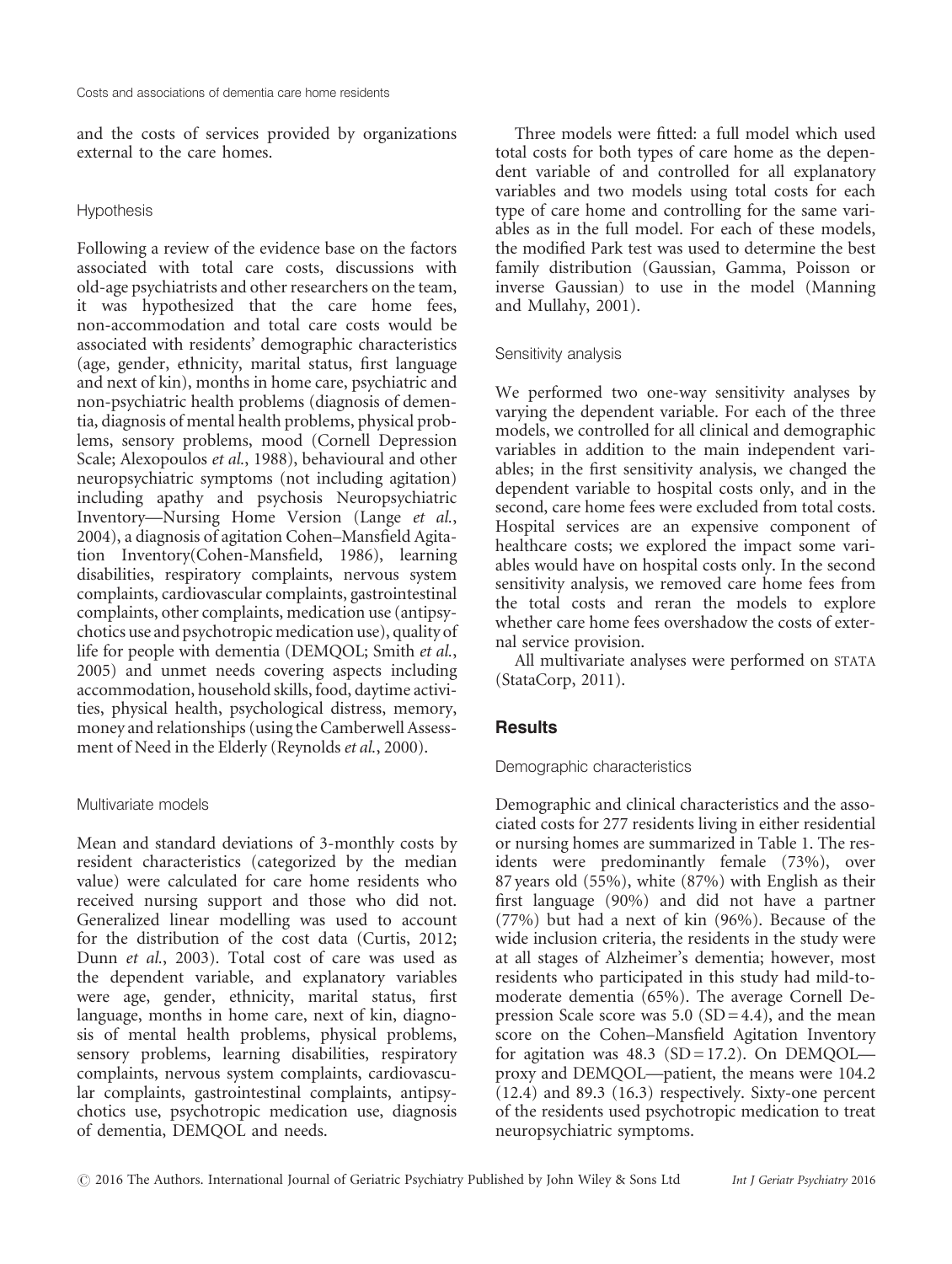and the costs of services provided by organizations external to the care homes.

### Hypothesis

Following a review of the evidence base on the factors associated with total care costs, discussions with old-age psychiatrists and other researchers on the team, it was hypothesized that the care home fees, non-accommodation and total care costs would be associated with residents' demographic characteristics (age, gender, ethnicity, marital status, first language and next of kin), months in home care, psychiatric and non-psychiatric health problems (diagnosis of dementia, diagnosis of mental health problems, physical problems, sensory problems, mood (Cornell Depression Scale; Alexopoulos *et al.*, 1988), behavioural and other neuropsychiatric symptoms (not including agitation) including apathy and psychosis Neuropsychiatric Inventory—Nursing Home Version (Lange *et al.*, 2004), a diagnosis of agitation Cohen–Mansfield Agitation Inventory(Cohen-Mansfield, 1986), learning disabilities, respiratory complaints, nervous system complaints, cardiovascular complaints, gastrointestinal complaints, other complaints, medication use (antipsychotics use and psychotropic medication use), quality of life for people with dementia (DEMQOL; Smith *et al.*, 2005) and unmet needs covering aspects including accommodation, household skills, food, daytime activities, physical health, psychological distress, memory, money and relationships (using the Camberwell Assessment of Need in the Elderly (Reynolds *et al.*, 2000).

### Multivariate models

Mean and standard deviations of 3-monthly costs by resident characteristics (categorized by the median value) were calculated for care home residents who received nursing support and those who did not. Generalized linear modelling was used to account for the distribution of the cost data (Curtis, 2012; Dunn *et al.*, 2003). Total cost of care was used as the dependent variable, and explanatory variables were age, gender, ethnicity, marital status, first language, months in home care, next of kin, diagnosis of mental health problems, physical problems, sensory problems, learning disabilities, respiratory complaints, nervous system complaints, cardiovascular complaints, gastrointestinal complaints, antipsychotics use, psychotropic medication use, diagnosis of dementia, DEMQOL and needs.

Three models were fitted: a full model which used total costs for both types of care home as the dependent variable of and controlled for all explanatory variables and two models using total costs for each type of care home and controlling for the same variables as in the full model. For each of these models, the modified Park test was used to determine the best family distribution (Gaussian, Gamma, Poisson or inverse Gaussian) to use in the model (Manning and Mullahy, 2001).

### Sensitivity analysis

We performed two one-way sensitivity analyses by varying the dependent variable. For each of the three models, we controlled for all clinical and demographic variables in addition to the main independent variables; in the first sensitivity analysis, we changed the dependent variable to hospital costs only, and in the second, care home fees were excluded from total costs. Hospital services are an expensive component of healthcare costs; we explored the impact some variables would have on hospital costs only. In the second sensitivity analysis, we removed care home fees from the total costs and reran the models to explore whether care home fees overshadow the costs of external service provision.

All multivariate analyses were performed on STATA (StataCorp, 2011).

## Results

### Demographic characteristics

Demographic and clinical characteristics and the associated costs for 277 residents living in either residential or nursing homes are summarized in Table 1. The residents were predominantly female (73%), over 87 years old (55%), white (87%) with English as their first language (90%) and did not have a partner (77%) but had a next of kin (96%). Because of the wide inclusion criteria, the residents in the study were at all stages of Alzheimer's dementia; however, most residents who participated in this study had mild-to-moderate dementia (65%). The average Cornell Depression Scale score was 5.0 (SD = 4.4), and the mean score on the Cohen–Mansfield Agitation Inventory for agitation was 48.3 (SD = 17.2). On DEMQOL—proxy and DEMQOL—patient, the means were 104.2 (12.4) and 89.3 (16.3) respectively. Sixty-one percent of the residents used psychotropic medication to treat neuropsychiatric symptoms.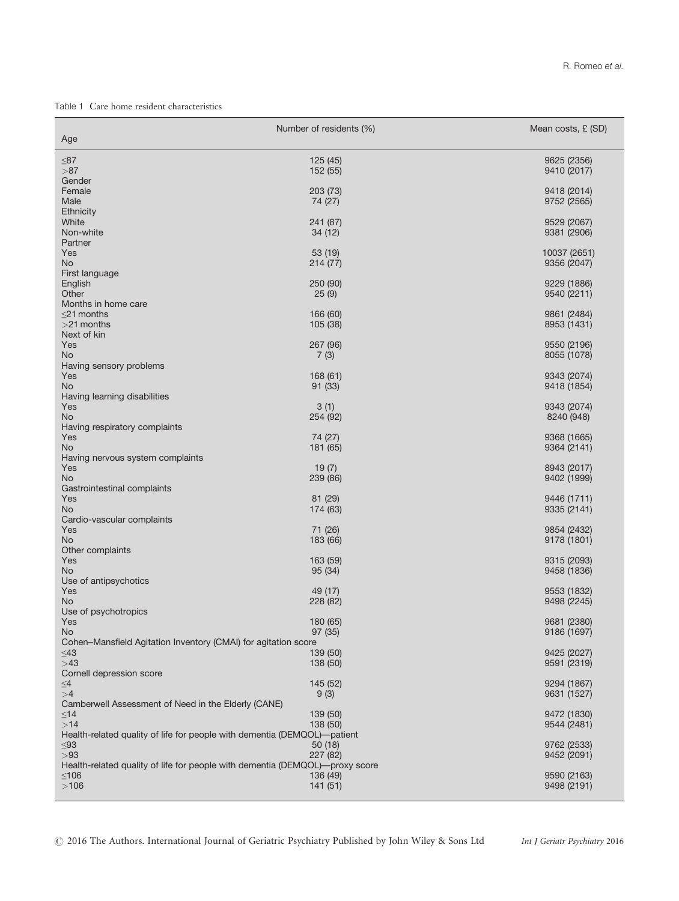Table 1 Care home resident characteristics

| Age | Number of residents (%) | Mean costs, £ (SD) |
|---|---|---|
| ≤87 | 125 (45) | 9625 (2356) |
| >87 | 152 (55) | 9410 (2017) |
| Gender | | |
| Female | 203 (73) | 9418 (2014) |
| Male | 74 (27) | 9752 (2565) |
| Ethnicity | | |
| White | 241 (87) | 9529 (2067) |
| Non-white | 34 (12) | 9381 (2906) |
| Partner | | |
| Yes | 53 (19) | 10037 (2651) |
| No | 214 (77) | 9356 (2047) |
| First language | | |
| English | 250 (90) | 9229 (1886) |
| Other | 25 (9) | 9540 (2211) |
| Months in home care | | |
| ≤21 months | 166 (60) | 9861 (2484) |
| >21 months | 105 (38) | 8953 (1431) |
| Next of kin | | |
| Yes | 267 (96) | 9550 (2196) |
| No | 7 (3) | 8055 (1078) |
| Having sensory problems | | |
| Yes | 168 (61) | 9343 (2074) |
| No | 91 (33) | 9418 (1854) |
| Having learning disabilities | | |
| Yes | 3 (1) | 9343 (2074) |
| No | 254 (92) | 8240 (948) |
| Having respiratory complaints | | |
| Yes | 74 (27) | 9368 (1665) |
| No | 181 (65) | 9364 (2141) |
| Having nervous system complaints | | |
| Yes | 19 (7) | 8943 (2017) |
| No | 239 (86) | 9402 (1999) |
| Gastrointestinal complaints | | |
| Yes | 81 (29) | 9446 (1711) |
| No | 174 (63) | 9335 (2141) |
| Cardio-vascular complaints | | |
| Yes | 71 (26) | 9854 (2432) |
| No | 183 (66) | 9178 (1801) |
| Other complaints | | |
| Yes | 163 (59) | 9315 (2093) |
| No | 95 (34) | 9458 (1836) |
| Use of antipsychotics | | |
| Yes | 49 (17) | 9553 (1832) |
| No | 228 (82) | 9498 (2245) |
| Use of psychotropics | | |
| Yes | 180 (65) | 9681 (2380) |
| No | 97 (35) | 9186 (1697) |
| Cohen–Mansfield Agitation Inventory (CMAI) for agitation score | | |
| ≤43 | 139 (50) | 9425 (2027) |
| >43 | 138 (50) | 9591 (2319) |
| Cornell depression score | | |
| ≤4 | 145 (52) | 9294 (1867) |
| >4 | 9 (3) | 9631 (1527) |
| Camberwell Assessment of Need in the Elderly (CANE) | | |
| ≤14 | 139 (50) | 9472 (1830) |
| >14 | 138 (50) | 9544 (2481) |
| Health-related quality of life for people with dementia (DEMQOL)—patient | | |
| ≤93 | 50 (18) | 9762 (2533) |
| >93 | 227 (82) | 9452 (2091) |
| Health-related quality of life for people with dementia (DEMQOL)—proxy score | | |
| ≤106 | 136 (49) | 9590 (2163) |
| >106 | 141 (51) | 9498 (2191) |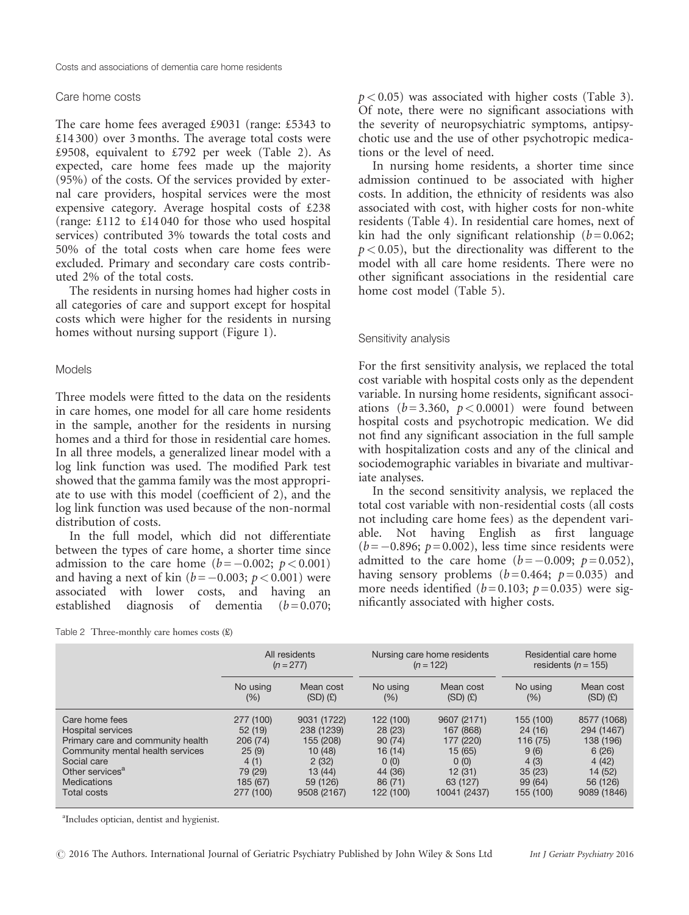### Care home costs

The care home fees averaged £9031 (range: £5343 to £14 300) over 3 months. The average total costs were £9508, equivalent to £792 per week (Table 2). As expected, care home fees made up the majority (95%) of the costs. Of the services provided by external care providers, hospital services were the most expensive category. Average hospital costs of £238 (range: £112 to £14 040 for those who used hospital services) contributed 3% towards the total costs and 50% of the total costs when care home fees were excluded. Primary and secondary care costs contributed 2% of the total costs.

The residents in nursing homes had higher costs in all categories of care and support except for hospital costs which were higher for the residents in nursing homes without nursing support (Figure 1).

### Models

Three models were fitted to the data on the residents in care homes, one model for all care home residents in the sample, another for the residents in nursing homes and a third for those in residential care homes. In all three models, a generalized linear model with a log link function was used. The modified Park test showed that the gamma family was the most appropriate to use with this model (coefficient of 2), and the log link function was used because of the non-normal distribution of costs.

In the full model, which did not differentiate between the types of care home, a shorter time since admission to the care home ($b = -0.002$; $p < 0.001$) and having a next of kin ($b = -0.003$; $p < 0.001$) were associated with lower costs, and having an established diagnosis of dementia ($b = 0.070$; $p < 0.05$) was associated with higher costs (Table 3). Of note, there were no significant associations with the severity of neuropsychiatric symptoms, antipsychotic use and the use of other psychotropic medications or the level of need.

In nursing home residents, a shorter time since admission continued to be associated with higher costs. In addition, the ethnicity of residents was also associated with cost, with higher costs for non-white residents (Table 4). In residential care homes, next of kin had the only significant relationship ($b = 0.062$; $p < 0.05$), but the directionality was different to the model with all care home residents. There were no other significant associations in the residential care home cost model (Table 5).

### Sensitivity analysis

For the first sensitivity analysis, we replaced the total cost variable with hospital costs only as the dependent variable. In nursing home residents, significant associations ($b = 3.360$, $p < 0.0001$) were found between hospital costs and psychotropic medication. We did not find any significant association in the full sample with hospitalization costs and any of the clinical and sociodemographic variables in bivariate and multivariate analyses.

In the second sensitivity analysis, we replaced the total cost variable with non-residential costs (all costs not including care home fees) as the dependent variable. Not having English as first language ($b = -0.896$; $p = 0.002$), less time since residents were admitted to the care home ($b = -0.009$; $p = 0.052$), having sensory problems ($b = 0.464$; $p = 0.035$) and more needs identified ($b = 0.103$; $p = 0.035$) were significantly associated with higher costs.

Table 2 Three-monthly care homes costs (£)

| | All residents ($n = 277$) | | Nursing care home residents ($n = 122$) | | Residential care home residents ($n = 155$) | |
|---|---|---|---|---|---|---|
| | No using (%) | Mean cost (SD) (£) | No using (%) | Mean cost (SD) (£) | No using (%) | Mean cost (SD) (£) |
| Care home fees | 277 (100) | 9031 (1722) | 122 (100) | 9607 (2171) | 155 (100) | 8577 (1068) |
| Hospital services | 52 (19) | 238 (1239) | 28 (23) | 167 (868) | 24 (16) | 294 (1467) |
| Primary care and community health | 206 (74) | 155 (208) | 90 (74) | 177 (220) | 116 (75) | 138 (196) |
| Community mental health services | 25 (9) | 10 (48) | 16 (14) | 15 (65) | 9 (6) | 6 (26) |
| Social care | 4 (1) | 2 (32) | 0 (0) | 0 (0) | 4 (3) | 4 (42) |
| Other services[a] | 79 (29) | 13 (44) | 44 (36) | 12 (31) | 35 (23) | 14 (52) |
| Medications | 185 (67) | 59 (126) | 86 (71) | 63 (127) | 99 (64) | 56 (126) |
| Total costs | 277 (100) | 9508 (2167) | 122 (100) | 10041 (2437) | 155 (100) | 9089 (1846) |

[a]Includes optician, dentist and hygienist.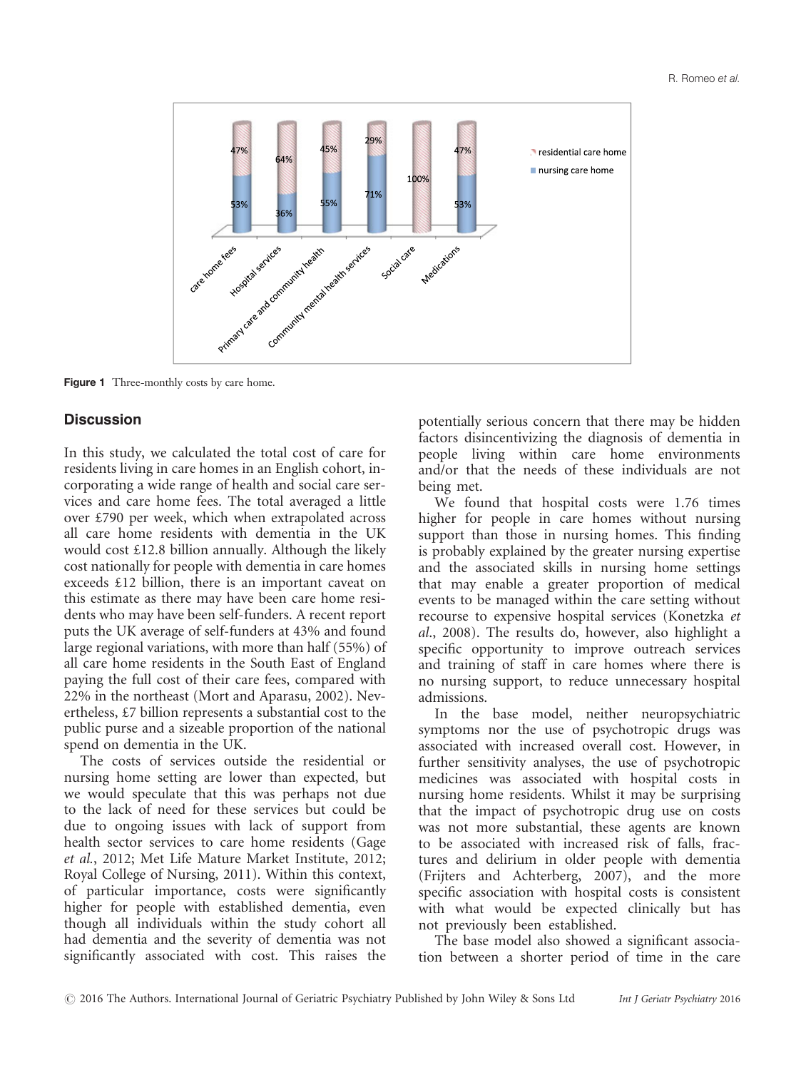Figure 1 Three-monthly costs by care home.

## Discussion

In this study, we calculated the total cost of care for residents living in care homes in an English cohort, incorporating a wide range of health and social care services and care home fees. The total averaged a little over £790 per week, which when extrapolated across all care home residents with dementia in the UK would cost £12.8 billion annually. Although the likely cost nationally for people with dementia in care homes exceeds £12 billion, there is an important caveat on this estimate as there may have been care home residents who may have been self-funders. A recent report puts the UK average of self-funders at 43% and found large regional variations, with more than half (55%) of all care home residents in the South East of England paying the full cost of their care fees, compared with 22% in the northeast (Mort and Aparasu, 2002). Nevertheless, £7 billion represents a substantial cost to the public purse and a sizeable proportion of the national spend on dementia in the UK.

The costs of services outside the residential or nursing home setting are lower than expected, but we would speculate that this was perhaps not due to the lack of need for these services but could be due to ongoing issues with lack of support from health sector services to care home residents (Gage *et al.*, 2012; Met Life Mature Market Institute, 2012; Royal College of Nursing, 2011). Within this context, of particular importance, costs were significantly higher for people with established dementia, even though all individuals within the study cohort all had dementia and the severity of dementia was not significantly associated with cost. This raises the potentially serious concern that there may be hidden factors disincentivizing the diagnosis of dementia in people living within care home environments and/or that the needs of these individuals are not being met.

We found that hospital costs were 1.76 times higher for people in care homes without nursing support than those in nursing homes. This finding is probably explained by the greater nursing expertise and the associated skills in nursing home settings that may enable a greater proportion of medical events to be managed within the care setting without recourse to expensive hospital services (Konetzka *et al.*, 2008). The results do, however, also highlight a specific opportunity to improve outreach services and training of staff in care homes where there is no nursing support, to reduce unnecessary hospital admissions.

In the base model, neither neuropsychiatric symptoms nor the use of psychotropic drugs was associated with increased overall cost. However, in further sensitivity analyses, the use of psychotropic medicines was associated with hospital costs in nursing home residents. Whilst it may be surprising that the impact of psychotropic drug use on costs was not more substantial, these agents are known to be associated with increased risk of falls, fractures and delirium in older people with dementia (Frijters and Achterberg, 2007), and the more specific association with hospital costs is consistent with what would be expected clinically but has not previously been established.

The base model also showed a significant association between a shorter period of time in the care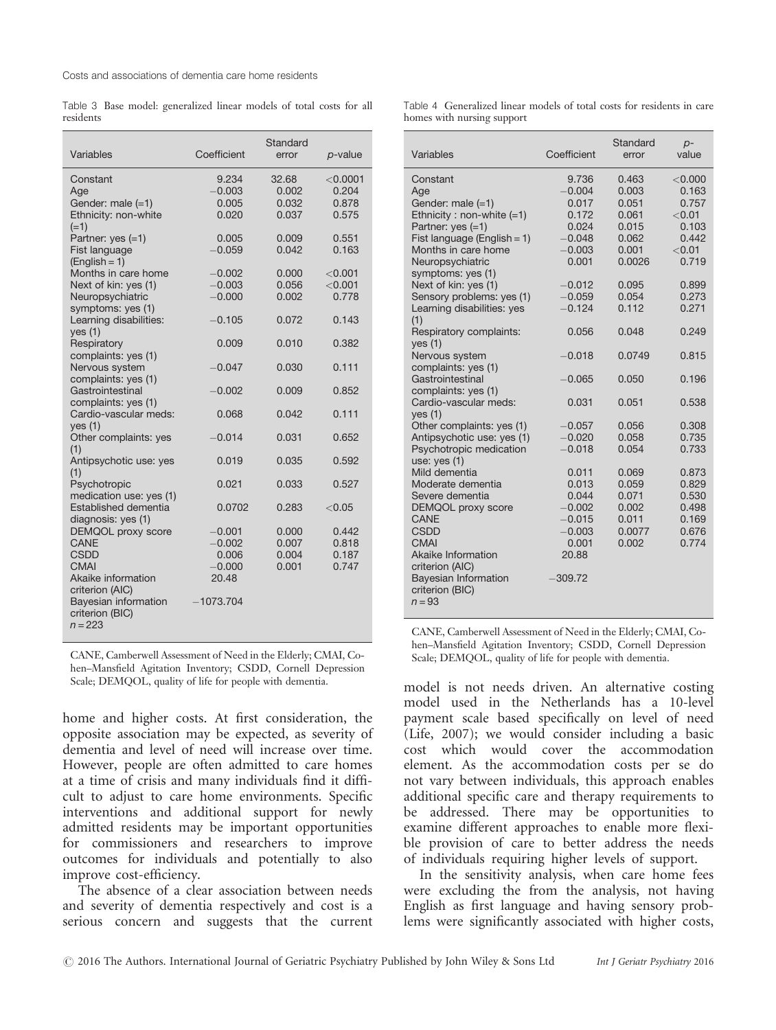Table 3 Base model: generalized linear models of total costs for all residents

| Variables | Coefficient | Standard error | *p*-value |
|---|---|---|---|
| Constant | 9.234 | 32.68 | <0.0001 |
| Age | −0.003 | 0.002 | 0.204 |
| Gender: male (=1) | 0.005 | 0.032 | 0.878 |
| Ethnicity: non-white (=1) | 0.020 | 0.037 | 0.575 |
| Partner: yes (=1) | 0.005 | 0.009 | 0.551 |
| Fist language (English = 1) | −0.059 | 0.042 | 0.163 |
| Months in care home | −0.002 | 0.000 | <0.001 |
| Next of kin: yes (1) | −0.003 | 0.056 | <0.001 |
| Neuropsychiatric symptoms: yes (1) | −0.000 | 0.002 | 0.778 |
| Learning disabilities: yes (1) | −0.105 | 0.072 | 0.143 |
| Respiratory complaints: yes (1) | 0.009 | 0.010 | 0.382 |
| Nervous system complaints: yes (1) | −0.047 | 0.030 | 0.111 |
| Gastrointestinal complaints: yes (1) | −0.002 | 0.009 | 0.852 |
| Cardio-vascular meds: yes (1) | 0.068 | 0.042 | 0.111 |
| Other complaints: yes (1) | −0.014 | 0.031 | 0.652 |
| Antipsychotic use: yes (1) | 0.019 | 0.035 | 0.592 |
| Psychotropic medication use: yes (1) | 0.021 | 0.033 | 0.527 |
| Established dementia diagnosis: yes (1) | 0.0702 | 0.283 | <0.05 |
| DEMQOL proxy score | −0.001 | 0.000 | 0.442 |
| CANE | −0.002 | 0.007 | 0.818 |
| CSDD | 0.006 | 0.004 | 0.187 |
| CMAI | −0.000 | 0.001 | 0.747 |
| Akaike information criterion (AIC) | 20.48 | | |
| Bayesian information criterion (BIC) | −1073.704 | | |
| $n = 223$ | | | |

CANE, Camberwell Assessment of Need in the Elderly; CMAI, Cohen–Mansfield Agitation Inventory; CSDD, Cornell Depression Scale; DEMQOL, quality of life for people with dementia.

Table 4 Generalized linear models of total costs for residents in care homes with nursing support

| Variables | Coefficient | Standard error | *p*-value |
|---|---|---|---|
| Constant | 9.736 | 0.463 | <0.000 |
| Age | −0.004 | 0.003 | 0.163 |
| Gender: male (=1) | 0.017 | 0.051 | 0.757 |
| Ethnicity : non-white (=1) | 0.172 | 0.061 | <0.01 |
| Partner: yes (=1) | 0.024 | 0.015 | 0.103 |
| Fist language (English = 1) | −0.048 | 0.062 | 0.442 |
| Months in care home | −0.003 | 0.001 | <0.01 |
| Neuropsychiatric symptoms: yes (1) | 0.001 | 0.0026 | 0.719 |
| Next of kin: yes (1) | −0.012 | 0.095 | 0.899 |
| Sensory problems: yes (1) | −0.059 | 0.054 | 0.273 |
| Learning disabilities: yes (1) | −0.124 | 0.112 | 0.271 |
| Respiratory complaints: yes (1) | 0.056 | 0.048 | 0.249 |
| Nervous system complaints: yes (1) | −0.018 | 0.0749 | 0.815 |
| Gastrointestinal complaints: yes (1) | −0.065 | 0.050 | 0.196 |
| Cardio-vascular meds: yes (1) | 0.031 | 0.051 | 0.538 |
| Other complaints: yes (1) | −0.057 | 0.056 | 0.308 |
| Antipsychotic use: yes (1) | −0.020 | 0.058 | 0.735 |
| Psychotropic medication use: yes (1) | −0.018 | 0.054 | 0.733 |
| Mild dementia | 0.011 | 0.069 | 0.873 |
| Moderate dementia | 0.013 | 0.059 | 0.829 |
| Severe dementia | 0.044 | 0.071 | 0.530 |
| DEMQOL proxy score | −0.002 | 0.002 | 0.498 |
| CANE | −0.015 | 0.011 | 0.169 |
| CSDD | −0.003 | 0.0077 | 0.676 |
| CMAI | 0.001 | 0.002 | 0.774 |
| Akaike Information criterion (AIC) | 20.88 | | |
| Bayesian Information criterion (BIC) | −309.72 | | |
| $n = 93$ | | | |

CANE, Camberwell Assessment of Need in the Elderly; CMAI, Cohen–Mansfield Agitation Inventory; CSDD, Cornell Depression Scale; DEMQOL, quality of life for people with dementia.

home and higher costs. At first consideration, the opposite association may be expected, as severity of dementia and level of need will increase over time. However, people are often admitted to care homes at a time of crisis and many individuals find it difficult to adjust to care home environments. Specific interventions and additional support for newly admitted residents may be important opportunities for commissioners and researchers to improve outcomes for individuals and potentially to also improve cost-efficiency.

The absence of a clear association between needs and severity of dementia respectively and cost is a serious concern and suggests that the current model is not needs driven. An alternative costing model used in the Netherlands has a 10-level payment scale based specifically on level of need (Life, 2007); we would consider including a basic cost which would cover the accommodation element. As the accommodation costs per se do not vary between individuals, this approach enables additional specific care and therapy requirements to be addressed. There may be opportunities to examine different approaches to enable more flexible provision of care to better address the needs of individuals requiring higher levels of support.

In the sensitivity analysis, when care home fees were excluding the from the analysis, not having English as first language and having sensory problems were significantly associated with higher costs,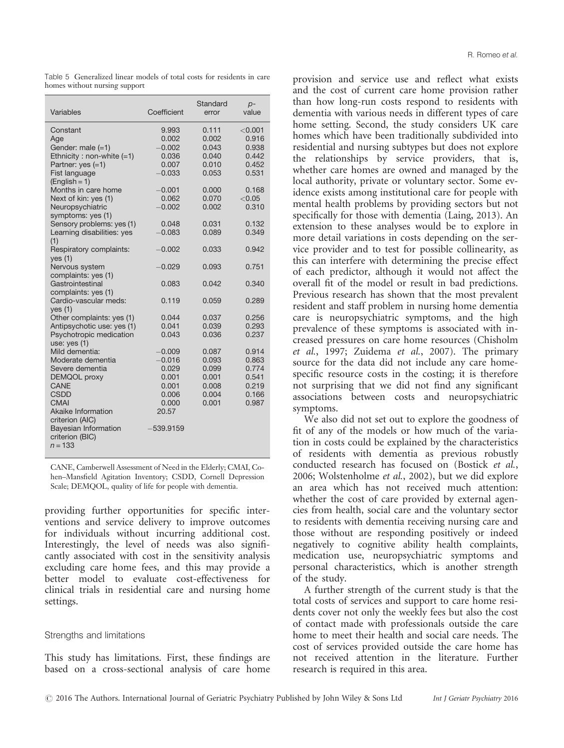Table 5 Generalized linear models of total costs for residents in care homes without nursing support

| Variables | Coefficient | Standard error | p-value |
|---|---|---|---|
| Constant | 9.993 | 0.111 | <0.001 |
| Age | 0.002 | 0.002 | 0.916 |
| Gender: male (=1) | −0.002 | 0.043 | 0.938 |
| Ethnicity : non-white (=1) | 0.036 | 0.040 | 0.442 |
| Partner: yes (=1) | 0.007 | 0.010 | 0.452 |
| Fist language (English = 1) | −0.033 | 0.053 | 0.531 |
| Months in care home | −0.001 | 0.000 | 0.168 |
| Next of kin: yes (1) | 0.062 | 0.070 | <0.05 |
| Neuropsychiatric symptoms: yes (1) | −0.002 | 0.002 | 0.310 |
| Sensory problems: yes (1) | 0.048 | 0.031 | 0.132 |
| Learning disabilities: yes (1) | −0.083 | 0.089 | 0.349 |
| Respiratory complaints: yes (1) | −0.002 | 0.033 | 0.942 |
| Nervous system complaints: yes (1) | −0.029 | 0.093 | 0.751 |
| Gastrointestinal complaints: yes (1) | 0.083 | 0.042 | 0.340 |
| Cardio-vascular meds: yes (1) | 0.119 | 0.059 | 0.289 |
| Other complaints: yes (1) | 0.044 | 0.037 | 0.256 |
| Antipsychotic use: yes (1) | 0.041 | 0.039 | 0.293 |
| Psychotropic medication use: yes (1) | 0.043 | 0.036 | 0.237 |
| Mild dementia: | −0.009 | 0.087 | 0.914 |
| Moderate dementia | −0.016 | 0.093 | 0.863 |
| Severe dementia | 0.029 | 0.099 | 0.774 |
| DEMQOL proxy | 0.001 | 0.001 | 0.541 |
| CANE | 0.001 | 0.008 | 0.219 |
| CSDD | 0.006 | 0.004 | 0.166 |
| CMAI | 0.000 | 0.001 | 0.987 |
| Akaike Information criterion (AIC) | 20.57 | | |
| Bayesian Information criterion (BIC) | −539.9159 | | |
| $n = 133$ | | | |

CANE, Camberwell Assessment of Need in the Elderly; CMAI, Cohen–Mansfield Agitation Inventory; CSDD, Cornell Depression Scale; DEMQOL, quality of life for people with dementia.

providing further opportunities for specific interventions and service delivery to improve outcomes for individuals without incurring additional cost. Interestingly, the level of needs was also significantly associated with cost in the sensitivity analysis excluding care home fees, and this may provide a better model to evaluate cost-effectiveness for clinical trials in residential care and nursing home settings.

### Strengths and limitations

This study has limitations. First, these findings are based on a cross-sectional analysis of care home provision and service use and reflect what exists and the cost of current care home provision rather than how long-run costs respond to residents with dementia with various needs in different types of care home setting. Second, the study considers UK care homes which have been traditionally subdivided into residential and nursing subtypes but does not explore the relationships by service providers, that is, whether care homes are owned and managed by the local authority, private or voluntary sector. Some evidence exists among institutional care for people with mental health problems by providing sectors but not specifically for those with dementia (Laing, 2013). An extension to these analyses would be to explore in more detail variations in costs depending on the service provider and to test for possible collinearity, as this can interfere with determining the precise effect of each predictor, although it would not affect the overall fit of the model or result in bad predictions. Previous research has shown that the most prevalent resident and staff problem in nursing home dementia care is neuropsychiatric symptoms, and the high prevalence of these symptoms is associated with increased pressures on care home resources (Chisholm *et al.*, 1997; Zuidema *et al.*, 2007). The primary source for the data did not include any care home-specific resource costs in the costing; it is therefore not surprising that we did not find any significant associations between costs and neuropsychiatric symptoms.

We also did not set out to explore the goodness of fit of any of the models or how much of the variation in costs could be explained by the characteristics of residents with dementia as previous robustly conducted research has focused on (Bostick *et al.*, 2006; Wolstenholme *et al.*, 2002), but we did explore an area which has not received much attention: whether the cost of care provided by external agencies from health, social care and the voluntary sector to residents with dementia receiving nursing care and those without are responding positively or indeed negatively to cognitive ability health complaints, medication use, neuropsychiatric symptoms and personal characteristics, which is another strength of the study.

A further strength of the current study is that the total costs of services and support to care home residents cover not only the weekly fees but also the cost of contact made with professionals outside the care home to meet their health and social care needs. The cost of services provided outside the care home has not received attention in the literature. Further research is required in this area.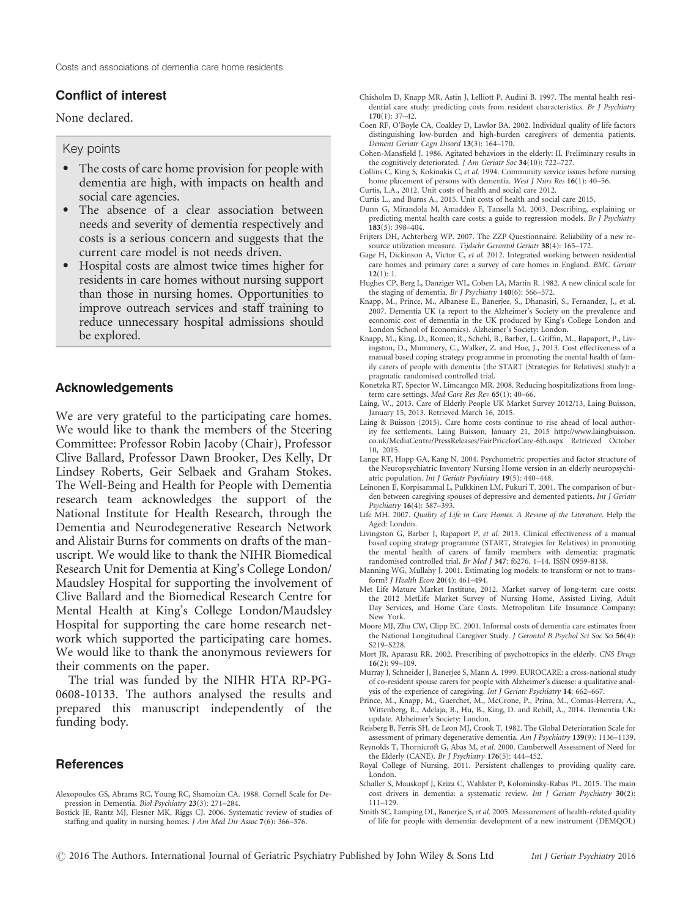## Conflict of interest

None declared.

> Key points
>
> - The costs of care home provision for people with dementia are high, with impacts on health and social care agencies.
> - The absence of a clear association between needs and severity of dementia respectively and costs is a serious concern and suggests that the current care model is not needs driven.
> - Hospital costs are almost twice times higher for residents in care homes without nursing support than those in nursing homes. Opportunities to improve outreach services and staff training to reduce unnecessary hospital admissions should be explored.

## Acknowledgements

We are very grateful to the participating care homes. We would like to thank the members of the Steering Committee: Professor Robin Jacoby (Chair), Professor Clive Ballard, Professor Dawn Brooker, Des Kelly, Dr Lindsey Roberts, Geir Selbaek and Graham Stokes. The Well-Being and Health for People with Dementia research team acknowledges the support of the National Institute for Health Research, through the Dementia and Neurodegenerative Research Network and Alistair Burns for comments on drafts of the manuscript. We would like to thank the NIHR Biomedical Research Unit for Dementia at King's College London/ Maudsley Hospital for supporting the involvement of Clive Ballard and the Biomedical Research Centre for Mental Health at King's College London/Maudsley Hospital for supporting the care home research network which supported the participating care homes. We would like to thank the anonymous reviewers for their comments on the paper.

The trial was funded by the NIHR HTA RP-PG-0608-10133. The authors analysed the results and prepared this manuscript independently of the funding body.

## References

Alexopoulos GS, Abrams RC, Young RC, Shamoian CA. 1988. Cornell Scale for Depression in Dementia. *Biol Psychiatry* **23**(3): 271–284.

Bostick JE, Rantz MJ, Flesner MK, Riggs CJ. 2006. Systematic review of studies of staffing and quality in nursing homes. *J Am Med Dir Assoc* **7**(6): 366–376.

Chisholm D, Knapp MR, Astin J, Lelliott P, Audini B. 1997. The mental health residential care study: predicting costs from resident characteristics. *Br J Psychiatry* **170**(1): 37–42.

Coen RF, O'Boyle CA, Coakley D, Lawlor BA. 2002. Individual quality of life factors distinguishing low-burden and high-burden caregivers of dementia patients. *Dement Geriatr Cogn Disord* **13**(3): 164–170.

Cohen-Mansfield J. 1986. Agitated behaviors in the elderly: II. Preliminary results in the cognitively deteriorated. *J Am Geriatr Soc* **34**(10): 722–727.

Collins C, King S, Kokinakis C, *et al.* 1994. Community service issues before nursing home placement of persons with dementia. *West J Nurs Res* **16**(1): 40–56.

Curtis, L.A., 2012. Unit costs of health and social care 2012.

Curtis L., and Burns A., 2015. Unit costs of health and social care 2015.

Dunn G, Mirandola M, Amaddeo F, Tansella M. 2003. Describing, explaining or predicting mental health care costs: a guide to regression models. *Br J Psychiatry* **183**(5): 398–404.

Frijters DH, Achterberg WP. 2007. The ZZP Questionnaire. Reliability of a new resource utilization measure. *Tijdschr Gerontol Geriatr* **38**(4): 165–172.

Gage H, Dickinson A, Victor C, *et al.* 2012. Integrated working between residential care homes and primary care: a survey of care homes in England. *BMC Geriatr* **12**(1): 1.

Hughes CP, Berg L, Danziger WL, Coben LA, Martin R. 1982. A new clinical scale for the staging of dementia. *Br J Psychiatry* **140**(6): 566–572.

Knapp, M., Prince, M., Albanese E., Banerjee, S., Dhanasiri, S., Fernandez, J., et al. 2007. Dementia UK (a report to the Alzheimer's Society on the prevalence and economic cost of dementia in the UK produced by King's College London and London School of Economics). Alzheimer's Society: London.

Knapp, M., King, D., Romeo, R., Schehl, B., Barber, J., Griffin, M., Rapaport, P., Livingston, D., Mummery, C., Walker, Z. and Hoe, J., 2013. Cost effectiveness of a manual based coping strategy programme in promoting the mental health of family carers of people with dementia (the START (Strategies for Relatives) study): a pragmatic randomised controlled trial.

Konetzka RT, Spector W, Limcangco MR. 2008. Reducing hospitalizations from long-term care settings. *Med Care Res Rev* **65**(1): 40–66.

Laing, W., 2013. Care of Elderly People UK Market Survey 2012/13, Laing Buisson, January 15, 2013. Retrieved March 16, 2015.

Laing & Buisson (2015). Care home costs continue to rise ahead of local authority fee settlements, Laing Buisson, January 21, 2015 http://www.laingbuisson.co.uk/MediaCentre/PressReleases/FairPriceforCare-6th.aspx Retrieved October 10, 2015.

Lange RT, Hopp GA, Kang N. 2004. Psychometric properties and factor structure of the Neuropsychiatric Inventory Nursing Home version in an elderly neuropsychiatric population. *Int J Geriatr Psychiatry* **19**(5): 440–448.

Leinonen E, Korpisammal L, Pulkkinen LM, Pukuri T. 2001. The comparison of burden between caregiving spouses of depressive and demented patients. *Int J Geriatr Psychiatry* **16**(4): 387–393.

Life MH. 2007. *Quality of Life in Care Homes. A Review of the Literature*. Help the Aged: London.

Livingston G, Barber J, Rapaport P, *et al.* 2013. Clinical effectiveness of a manual based coping strategy programme (START, Strategies for Relatives) in promoting the mental health of carers of family members with dementia: pragmatic randomised controlled trial. *Br Med J* **347**: f6276. 1–14. ISSN 0959-8138.

Manning WG, Mullahy J. 2001. Estimating log models: to transform or not to transform? *J Health Econ* **20**(4): 461–494.

Met Life Mature Market Institute, 2012. Market survey of long-term care costs: the 2012 MetLife Market Survey of Nursing Home, Assisted Living, Adult Day Services, and Home Care Costs. Metropolitan Life Insurance Company: New York.

Moore MJ, Zhu CW, Clipp EC. 2001. Informal costs of dementia care estimates from the National Longitudinal Caregiver Study. *J Gerontol B Psychol Sci Soc Sci* **56**(4): S219–S228.

Mort JR, Aparasu RR. 2002. Prescribing of psychotropics in the elderly. *CNS Drugs* **16**(2): 99–109.

Murray J, Schneider J, Banerjee S, Mann A. 1999. EUROCARE: a cross-national study of co-resident spouse carers for people with Alzheimer's disease: a qualitative analysis of the experience of caregiving. *Int J Geriatr Psychiatry* **14**: 662–667.

Prince, M., Knapp, M., Guerchet, M., McCrone, P., Prina, M., Comas-Herrera, A., Wittenberg, R., Adelaja, B., Hu, B., King, D. and Rehill, A., 2014. Dementia UK: update. Alzheimer's Society: London.

Reisberg B, Ferris SH, de Leon MJ, Crook T. 1982. The Global Deterioration Scale for assessment of primary degenerative dementia. *Am J Psychiatry* **139**(9): 1136–1139.

Reynolds T, Thornicroft G, Abas M, *et al.* 2000. Camberwell Assessment of Need for the Elderly (CANE). *Br J Psychiatry* **176**(5): 444–452.

Royal College of Nursing, 2011. Persistent challenges to providing quality care. London.

Schaller S, Mauskopf J, Kriza C, Wahlster P, Kolominsky-Rabas PL. 2015. The main cost drivers in dementia: a systematic review. *Int J Geriatr Psychiatry* **30**(2): 111–129.

Smith SC, Lamping DL, Banerjee S, *et al.* 2005. Measurement of health-related quality of life for people with dementia: development of a new instrument (DEMQOL)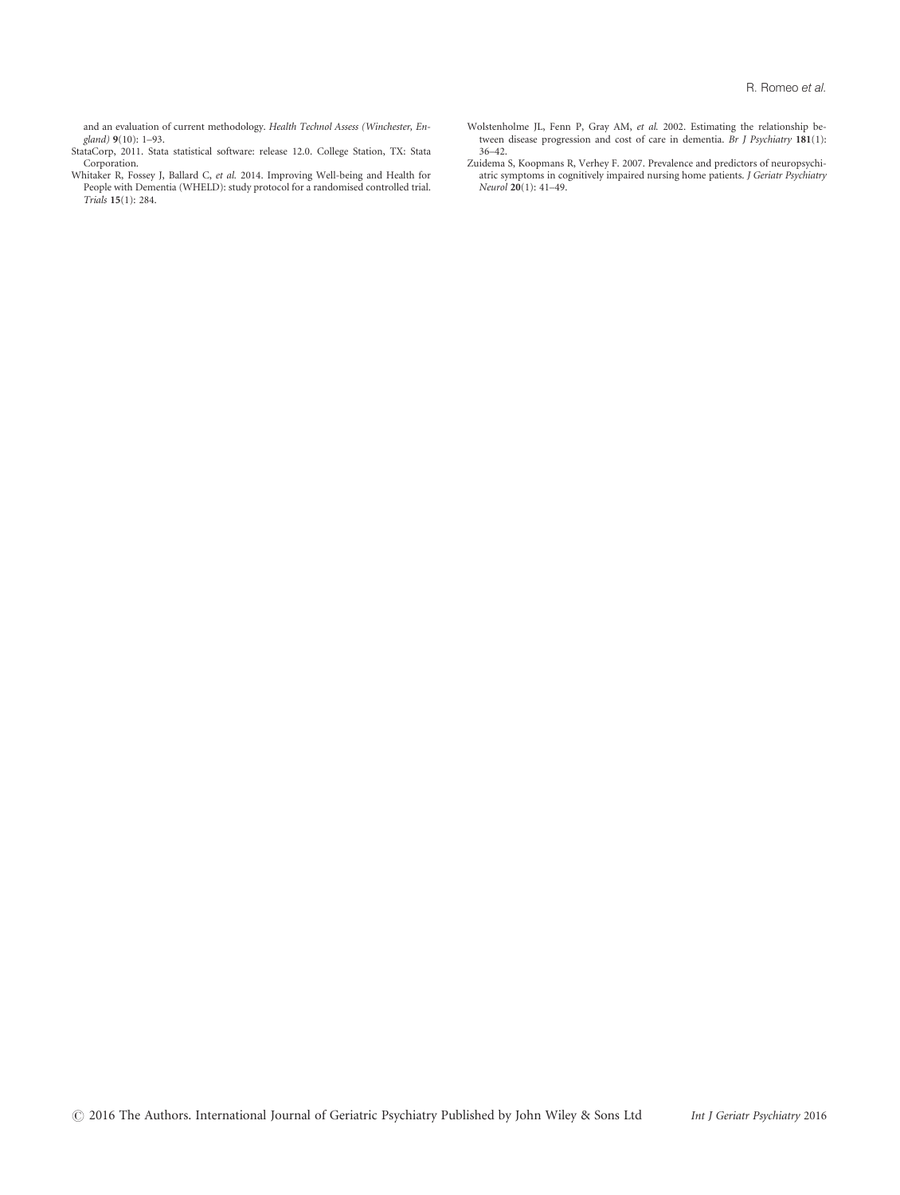and an evaluation of current methodology. *Health Technol Assess (Winchester, England)* **9**(10): 1–93.

StataCorp, 2011. Stata statistical software: release 12.0. College Station, TX: Stata Corporation.

Whitaker R, Fossey J, Ballard C, *et al.* 2014. Improving Well-being and Health for People with Dementia (WHELD): study protocol for a randomised controlled trial. *Trials* **15**(1): 284.

Wolstenholme JL, Fenn P, Gray AM, *et al.* 2002. Estimating the relationship between disease progression and cost of care in dementia. *Br J Psychiatry* **181**(1): 36–42.

Zuidema S, Koopmans R, Verhey F. 2007. Prevalence and predictors of neuropsychiatric symptoms in cognitively impaired nursing home patients. *J Geriatr Psychiatry Neurol* **20**(1): 41–49.